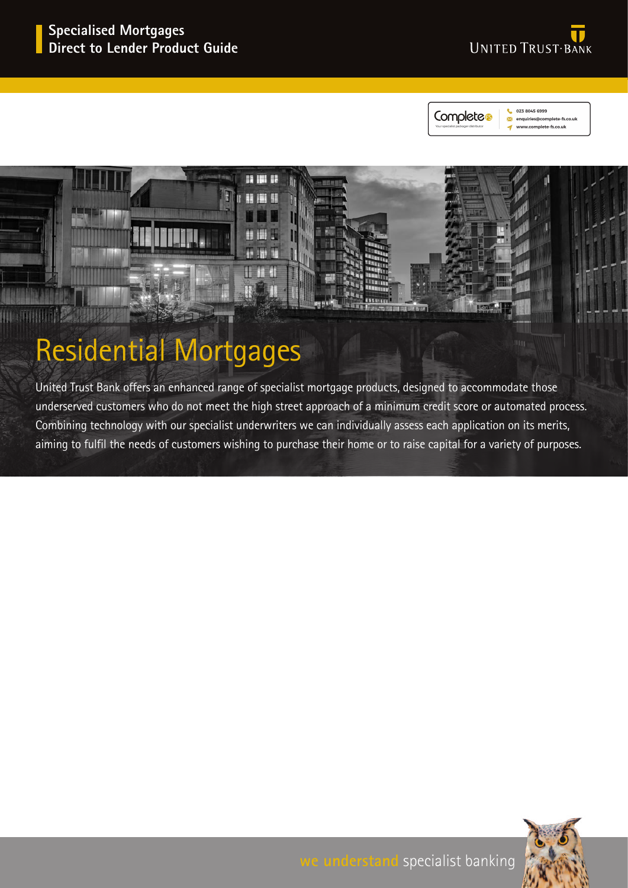**Specialised Mortgages**
**Direct to Lender Product Guide**

UNITED TRUST·BANK

Complete — Your specialist packager distributor
023 8045 6999
enquiries@complete-fs.co.uk
www.complete-fs.co.uk

# Residential Mortgages

United Trust Bank offers an enhanced range of specialist mortgage products, designed to accommodate those underserved customers who do not meet the high street approach of a minimum credit score or automated process. Combining technology with our specialist underwriters we can individually assess each application on its merits, aiming to fulfil the needs of customers wishing to purchase their home or to raise capital for a variety of purposes.

we understand specialist banking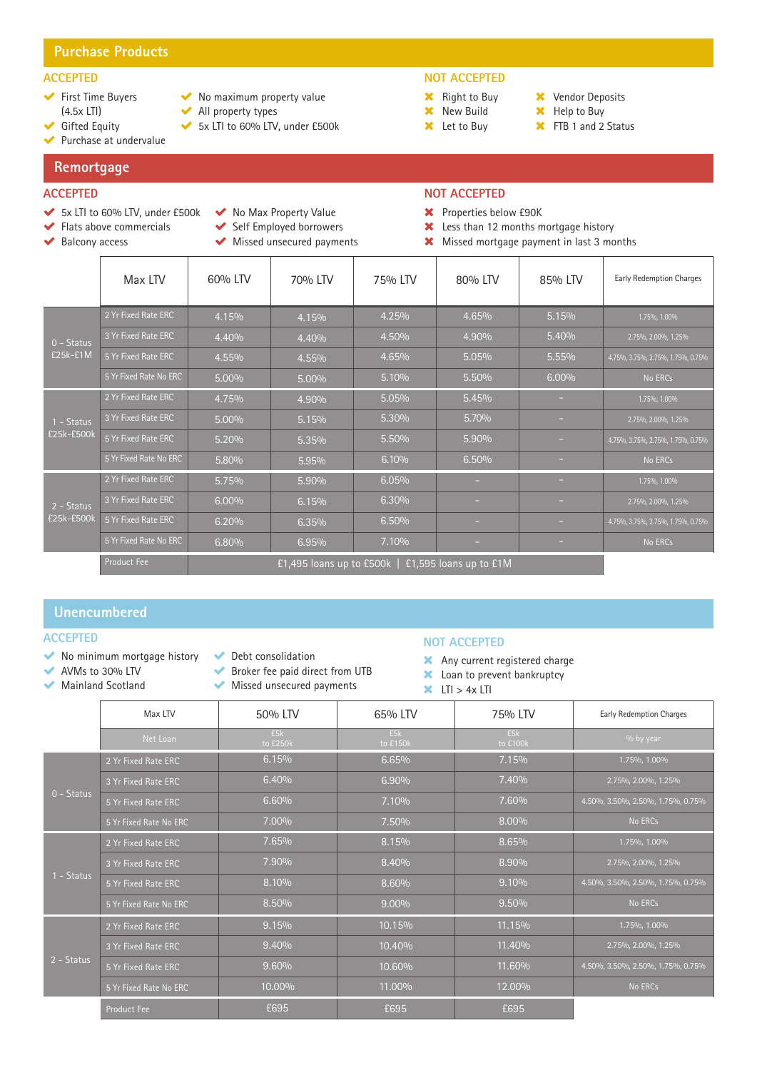## Purchase Products

### ACCEPTED

- First Time Buyers (4.5x LTI)
- Gifted Equity
- Purchase at undervalue
- No maximum property value
- All property types
- 5x LTI to 60% LTV, under £500k

### NOT ACCEPTED

- Right to Buy
- New Build
- Let to Buy
- Vendor Deposits
- Help to Buy
- FTB 1 and 2 Status

## Remortgage

### ACCEPTED

- 5x LTI to 60% LTV, under £500k
- Flats above commercials
- Balcony access
- No Max Property Value
- Self Employed borrowers
- Missed unsecured payments

### NOT ACCEPTED

- Properties below £90K
- Less than 12 months mortgage history
- Missed mortgage payment in last 3 months

| | Max LTV | 60% LTV | 70% LTV | 75% LTV | 80% LTV | 85% LTV | Early Redemption Charges |
|---|---|---|---|---|---|---|---|
| 0 - Status £25k-£1M | 2 Yr Fixed Rate ERC | 4.15% | 4.15% | 4.25% | 4.65% | 5.15% | 1.75%, 1.00% |
| | 3 Yr Fixed Rate ERC | 4.40% | 4.40% | 4.50% | 4.90% | 5.40% | 2.75%, 2.00%, 1.25% |
| | 5 Yr Fixed Rate ERC | 4.55% | 4.55% | 4.65% | 5.05% | 5.55% | 4.75%, 3.75%, 2.75%, 1.75%, 0.75% |
| | 5 Yr Fixed Rate No ERC | 5.00% | 5.00% | 5.10% | 5.50% | 6.00% | No ERCs |
| 1 - Status £25k-£500k | 2 Yr Fixed Rate ERC | 4.75% | 4.90% | 5.05% | 5.45% | - | 1.75%, 1.00% |
| | 3 Yr Fixed Rate ERC | 5.00% | 5.15% | 5.30% | 5.70% | - | 2.75%, 2.00%, 1.25% |
| | 5 Yr Fixed Rate ERC | 5.20% | 5.35% | 5.50% | 5.90% | - | 4.75%, 3.75%, 2.75%, 1.75%, 0.75% |
| | 5 Yr Fixed Rate No ERC | 5.80% | 5.95% | 6.10% | 6.50% | - | No ERCs |
| 2 - Status £25k-£500k | 2 Yr Fixed Rate ERC | 5.75% | 5.90% | 6.05% | - | - | 1.75%, 1.00% |
| | 3 Yr Fixed Rate ERC | 6.00% | 6.15% | 6.30% | - | - | 2.75%, 2.00%, 1.25% |
| | 5 Yr Fixed Rate ERC | 6.20% | 6.35% | 6.50% | - | - | 4.75%, 3.75%, 2.75%, 1.75%, 0.75% |
| | 5 Yr Fixed Rate No ERC | 6.80% | 6.95% | 7.10% | - | - | No ERCs |
| | Product Fee | £1,495 loans up to £500k \| £1,595 loans up to £1M | | | | | |

## Unencumbered

### ACCEPTED

- No minimum mortgage history
- AVMs to 30% LTV
- Mainland Scotland
- Debt consolidation
- Broker fee paid direct from UTB
- Missed unsecured payments

### NOT ACCEPTED

- Any current registered charge
- Loan to prevent bankruptcy
- LTI > 4x LTI

| | Max LTV | 50% LTV | 65% LTV | 75% LTV | Early Redemption Charges |
|---|---|---|---|---|---|
| | Net Loan | £5k to £250k | £5k to £150k | £5k to £100k | % by year |
| 0 - Status | 2 Yr Fixed Rate ERC | 6.15% | 6.65% | 7.15% | 1.75%, 1.00% |
| | 3 Yr Fixed Rate ERC | 6.40% | 6.90% | 7.40% | 2.75%, 2.00%, 1.25% |
| | 5 Yr Fixed Rate ERC | 6.60% | 7.10% | 7.60% | 4.50%, 3.50%, 2.50%, 1.75%, 0.75% |
| | 5 Yr Fixed Rate No ERC | 7.00% | 7.50% | 8.00% | No ERCs |
| 1 - Status | 2 Yr Fixed Rate ERC | 7.65% | 8.15% | 8.65% | 1.75%, 1.00% |
| | 3 Yr Fixed Rate ERC | 7.90% | 8.40% | 8.90% | 2.75%, 2.00%, 1.25% |
| | 5 Yr Fixed Rate ERC | 8.10% | 8.60% | 9.10% | 4.50%, 3.50%, 2.50%, 1.75%, 0.75% |
| | 5 Yr Fixed Rate No ERC | 8.50% | 9.00% | 9.50% | No ERCs |
| 2 - Status | 2 Yr Fixed Rate ERC | 9.15% | 10.15% | 11.15% | 1.75%, 1.00% |
| | 3 Yr Fixed Rate ERC | 9.40% | 10.40% | 11.40% | 2.75%, 2.00%, 1.25% |
| | 5 Yr Fixed Rate ERC | 9.60% | 10.60% | 11.60% | 4.50%, 3.50%, 2.50%, 1.75%, 0.75% |
| | 5 Yr Fixed Rate No ERC | 10.00% | 11.00% | 12.00% | No ERCs |
| | Product Fee | £695 | £695 | £695 | |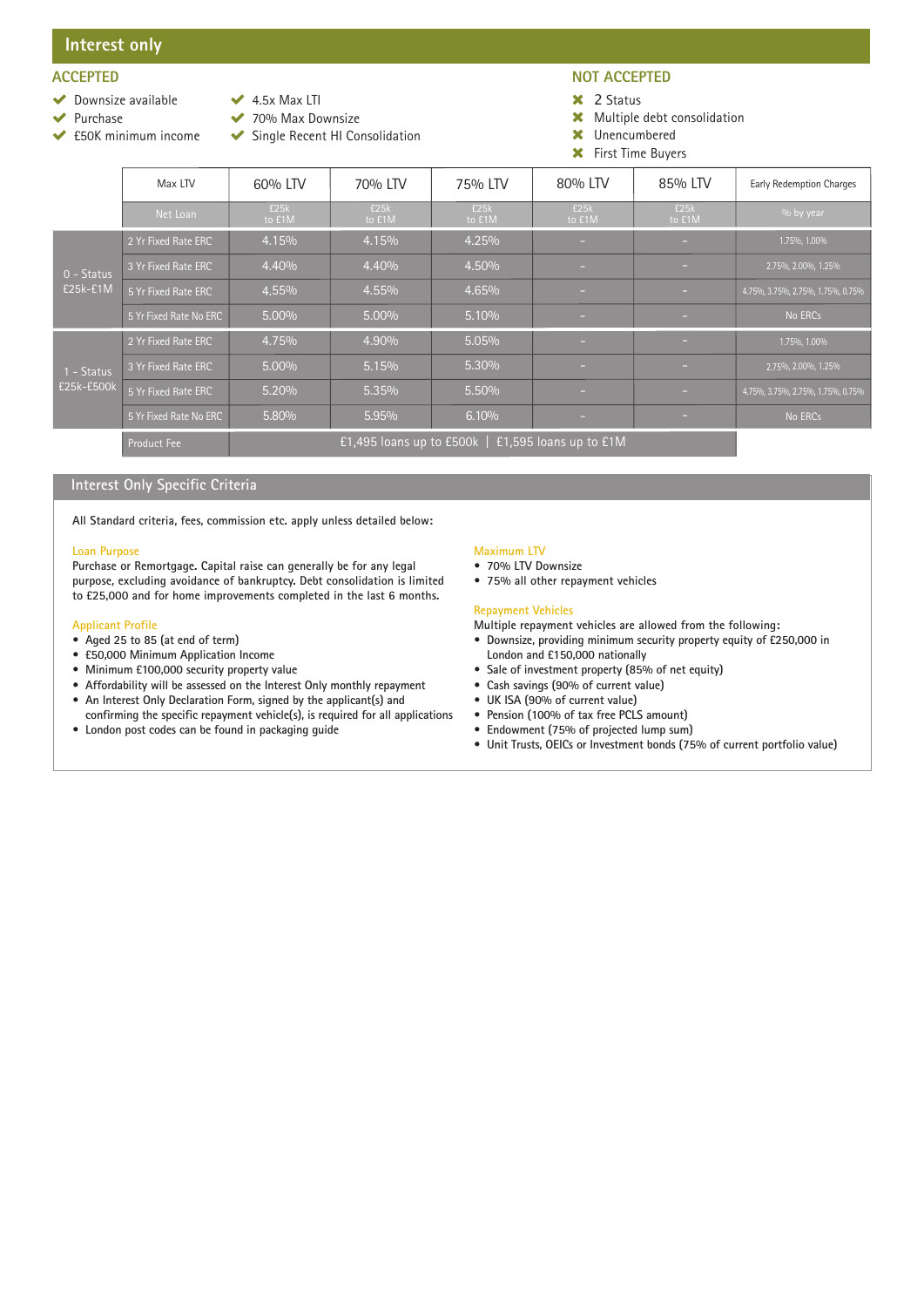## Interest only

### ACCEPTED

- ✔ Downsize available
- ✔ Purchase
- ✔ £50K minimum income
- ✔ 4.5x Max LTI
- ✔ 70% Max Downsize
- ✔ Single Recent HI Consolidation

### NOT ACCEPTED

- ✖ 2 Status
- ✖ Multiple debt consolidation
- ✖ Unencumbered
- ✖ First Time Buyers

| | Max LTV | 60% LTV | 70% LTV | 75% LTV | 80% LTV | 85% LTV | Early Redemption Charges |
|---|---|---|---|---|---|---|---|
| | Net Loan | £25k to £1M | £25k to £1M | £25k to £1M | £25k to £1M | £25k to £1M | % by year |
| 0 - Status £25k-£1M | 2 Yr Fixed Rate ERC | 4.15% | 4.15% | 4.25% | - | - | 1.75%, 1.00% |
| | 3 Yr Fixed Rate ERC | 4.40% | 4.40% | 4.50% | - | - | 2.75%, 2.00%, 1.25% |
| | 5 Yr Fixed Rate ERC | 4.55% | 4.55% | 4.65% | - | - | 4.75%, 3.75%, 2.75%, 1.75%, 0.75% |
| | 5 Yr Fixed Rate No ERC | 5.00% | 5.00% | 5.10% | - | - | No ERCs |
| 1 - Status £25k-£500k | 2 Yr Fixed Rate ERC | 4.75% | 4.90% | 5.05% | - | - | 1.75%, 1.00% |
| | 3 Yr Fixed Rate ERC | 5.00% | 5.15% | 5.30% | - | - | 2.75%, 2.00%, 1.25% |
| | 5 Yr Fixed Rate ERC | 5.20% | 5.35% | 5.50% | - | - | 4.75%, 3.75%, 2.75%, 1.75%, 0.75% |
| | 5 Yr Fixed Rate No ERC | 5.80% | 5.95% | 6.10% | - | - | No ERCs |
| | Product Fee | £1,495 loans up to £500k \| £1,595 loans up to £1M | | | | | |

## Interest Only Specific Criteria

All Standard criteria, fees, commission etc. apply unless detailed below:

### Loan Purpose

Purchase or Remortgage. Capital raise can generally be for any legal purpose, excluding avoidance of bankruptcy. Debt consolidation is limited to £25,000 and for home improvements completed in the last 6 months.

### Applicant Profile

- Aged 25 to 85 (at end of term)
- £50,000 Minimum Application Income
- Minimum £100,000 security property value
- Affordability will be assessed on the Interest Only monthly repayment
- An Interest Only Declaration Form, signed by the applicant(s) and confirming the specific repayment vehicle(s), is required for all applications
- London post codes can be found in packaging guide

### Maximum LTV

- 70% LTV Downsize
- 75% all other repayment vehicles

### Repayment Vehicles

Multiple repayment vehicles are allowed from the following:

- Downsize, providing minimum security property equity of £250,000 in London and £150,000 nationally
- Sale of investment property (85% of net equity)
- Cash savings (90% of current value)
- UK ISA (90% of current value)
- Pension (100% of tax free PCLS amount)
- Endowment (75% of projected lump sum)
- Unit Trusts, OEICs or Investment bonds (75% of current portfolio value)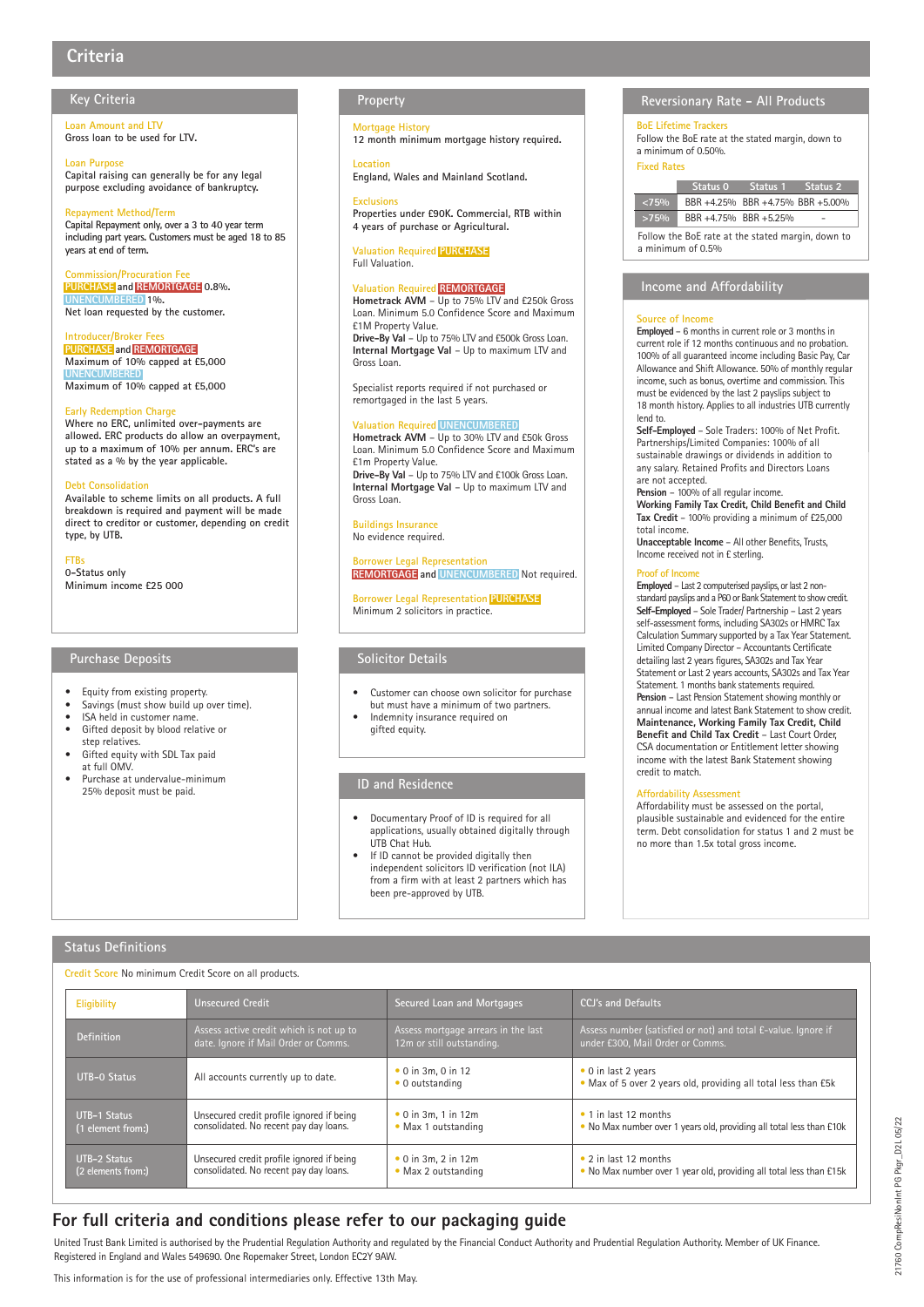# Criteria

## Key Criteria

**Loan Amount and LTV**
Gross loan to be used for LTV.

**Loan Purpose**
Capital raising can generally be for any legal purpose excluding avoidance of bankruptcy.

**Repayment Method/Term**
Capital Repayment only, over a 3 to 40 year term including part years. Customers must be aged 18 to 85 years at end of term.

**Commission/Procuration Fee**
PURCHASE and REMORTGAGE 0.8%.
UNENCUMBERED 1%.
Net loan requested by the customer.

**Introducer/Broker Fees**
PURCHASE and REMORTGAGE
Maximum of 10% capped at £5,000
UNENCUMBERED
Maximum of 10% capped at £5,000

**Early Redemption Charge**
Where no ERC, unlimited over-payments are allowed. ERC products do allow an overpayment, up to a maximum of 10% per annum. ERC's are stated as a % by the year applicable.

**Debt Consolidation**
Available to scheme limits on all products. A full breakdown is required and payment will be made direct to creditor or customer, depending on credit type, by UTB.

**FTBs**
0-Status only
Minimum income £25 000

## Purchase Deposits

- Equity from existing property.
- Savings (must show build up over time).
- ISA held in customer name.
- Gifted deposit by blood relative or step relatives.
- Gifted equity with SDL Tax paid at full OMV.
- Purchase at undervalue-minimum 25% deposit must be paid.

## Property

**Mortgage History**
12 month minimum mortgage history required.

**Location**
England, Wales and Mainland Scotland.

**Exclusions**
Properties under £90K. Commercial, RTB within 4 years of purchase or Agricultural.

**Valuation Required PURCHASE**
Full Valuation.

**Valuation Required REMORTGAGE**
**Hometrack AVM** – Up to 75% LTV and £250k Gross Loan. Minimum 5.0 Confidence Score and Maximum £1M Property Value.
**Drive-By Val** – Up to 75% LTV and £500k Gross Loan.
**Internal Mortgage Val** – Up to maximum LTV and Gross Loan.

Specialist reports required if not purchased or remortgaged in the last 5 years.

**Valuation Required UNENCUMBERED**
**Hometrack AVM** – Up to 30% LTV and £50k Gross Loan. Minimum 5.0 Confidence Score and Maximum £1m Property Value.
**Drive-By Val** – Up to 75% LTV and £100k Gross Loan.
**Internal Mortgage Val** – Up to maximum LTV and Gross Loan.

**Buildings Insurance**
No evidence required.

**Borrower Legal Representation**
REMORTGAGE and UNENCUMBERED Not required.

**Borrower Legal Representation PURCHASE**
Minimum 2 solicitors in practice.

## Solicitor Details

- Customer can choose own solicitor for purchase but must have a minimum of two partners.
- Indemnity insurance required on gifted equity.

## ID and Residence

- Documentary Proof of ID is required for all applications, usually obtained digitally through UTB Chat Hub.
- If ID cannot be provided digitally then independent solicitors ID verification (not ILA) from a firm with at least 2 partners which has been pre-approved by UTB.

## Reversionary Rate – All Products

**BoE Lifetime Trackers**
Follow the BoE rate at the stated margin, down to a minimum of 0.50%.

**Fixed Rates**

| | Status 0 | Status 1 | Status 2 |
|---|---|---|---|
| <75% | BBR +4.25% | BBR +4.75% | BBR +5.00% |
| >75% | BBR +4.75% | BBR +5.25% | - |

Follow the BoE rate at the stated margin, down to a minimum of 0.5%

## Income and Affordability

**Source of Income**
**Employed** – 6 months in current role or 3 months in current role if 12 months continuous and no probation. 100% of all guaranteed income including Basic Pay, Car Allowance and Shift Allowance. 50% of monthly regular income, such as bonus, overtime and commission. This must be evidenced by the last 2 payslips subject to 18 month history. Applies to all industries UTB currently lend to.
**Self-Employed** – Sole Traders: 100% of Net Profit. Partnerships/Limited Companies: 100% of all sustainable drawings or dividends in addition to any salary. Retained Profits and Directors Loans are not accepted.
**Pension** – 100% of all regular income.
**Working Family Tax Credit, Child Benefit and Child Tax Credit** – 100% providing a minimum of £25,000 total income.
**Unacceptable Income** – All other Benefits, Trusts, Income received not in £ sterling.

**Proof of Income**
**Employed** – Last 2 computerised payslips, or last 2 non-standard payslips and a P60 or Bank Statement to show credit.
**Self-Employed** – Sole Trader/ Partnership – Last 2 years self-assessment forms, including SA302s or HMRC Tax Calculation Summary supported by a Tax Year Statement. Limited Company Director – Accountants Certificate detailing last 2 years figures, SA302s and Tax Year Statement or Last 2 years accounts, SA302s and Tax Year Statement. 1 months bank statements required.
**Pension** – Last Pension Statement showing monthly or annual income and latest Bank Statement to show credit.
**Maintenance, Working Family Tax Credit, Child Benefit and Child Tax Credit** – Last Court Order, CSA documentation or Entitlement letter showing income with the latest Bank Statement showing credit to match.

**Affordability Assessment**
Affordability must be assessed on the portal, plausible sustainable and evidenced for the entire term. Debt consolidation for status 1 and 2 must be no more than 1.5x total gross income.

## Status Definitions

**Credit Score** No minimum Credit Score on all products.

| Eligibility | Unsecured Credit | Secured Loan and Mortgages | CCJ's and Defaults |
|---|---|---|---|
| Definition | Assess active credit which is not up to date. Ignore if Mail Order or Comms. | Assess mortgage arrears in the last 12m or still outstanding. | Assess number (satisfied or not) and total £-value. Ignore if under £300, Mail Order or Comms. |
| UTB-0 Status | All accounts currently up to date. | • 0 in 3m, 0 in 12<br>• 0 outstanding | • 0 in last 2 years<br>• Max of 5 over 2 years old, providing all total less than £5k |
| UTB-1 Status (1 element from:) | Unsecured credit profile ignored if being consolidated. No recent pay day loans. | • 0 in 3m, 1 in 12m<br>• Max 1 outstanding | • 1 in last 12 months<br>• No Max number over 1 years old, providing all total less than £10k |
| UTB-2 Status (2 elements from:) | Unsecured credit profile ignored if being consolidated. No recent pay day loans. | • 0 in 3m, 2 in 12m<br>• Max 2 outstanding | • 2 in last 12 months<br>• No Max number over 1 year old, providing all total less than £15k |

## For full criteria and conditions please refer to our packaging guide

United Trust Bank Limited is authorised by the Prudential Regulation Authority and regulated by the Financial Conduct Authority and Prudential Regulation Authority. Member of UK Finance. Registered in England and Wales 549690. One Ropemaker Street, London EC2Y 9AW.

This information is for the use of professional intermediaries only. Effective 13th May.

21760 CompResiNonInt PG Pkgr_D2L 05/22